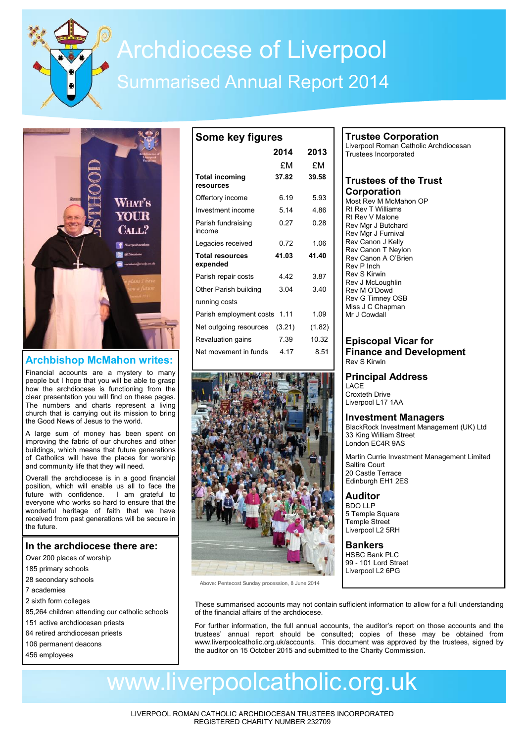# Archdiocese of Liverpool

## Summarised Annual Report 2014

## Archbishop McMahon writes:

Financial accounts are a mystery to many people but I hope that you will be able to grasp how the archdiocese is functioning from the clear presentation you will find on these pages. The numbers and charts represent a living church that is carrying out its mission to bring the Good News of Jesus to the world.

A large sum of money has been spent on improving the fabric of our churches and other buildings, which means that future generations of Catholics will have the places for worship and community life that they will need.

Overall the archdiocese is in a good financial position, which will enable us all to face the future with confidence. I am grateful to everyone who works so hard to ensure that the wonderful heritage of faith that we have received from past generations will be secure in the future.

## In the archdiocese there are:

- Over 200 places of worship
- 185 primary schools
- 28 secondary schools
- 7 academies
- 2 sixth form colleges
- 85,264 children attending our catholic schools
- 151 active archdiocesan priests
- 64 retired archdiocesan priests
- 106 permanent deacons
- 456 employees

## Some key figures

| | 2014 | 2013 |
|---|---|---|
| | £M | £M |
| **Total incoming resources** | **37.82** | **39.58** |
| Offertory income | 6.19 | 5.93 |
| Investment income | 5.14 | 4.86 |
| Parish fundraising income | 0.27 | 0.28 |
| Legacies received | 0.72 | 1.06 |
| **Total resources expended** | **41.03** | **41.40** |
| Parish repair costs | 4.42 | 3.87 |
| Other Parish building running costs | 3.04 | 3.40 |
| Parish employment costs | 1.11 | 1.09 |
| Net outgoing resources | (3.21) | (1.82) |
| Revaluation gains | 7.39 | 10.32 |
| Net movement in funds | 4.17 | 8.51 |

Above: Pentecost Sunday procession, 8 June 2014

## Trustee Corporation

Liverpool Roman Catholic Archdiocesan Trustees Incorporated

## Trustees of the Trust Corporation

Most Rev M McMahon OP
Rt Rev T Williams
Rt Rev V Malone
Rev Mgr J Butchard
Rev Mgr J Furnival
Rev Canon J Kelly
Rev Canon T Neylon
Rev Canon A O'Brien
Rev P Inch
Rev S Kirwin
Rev J McLoughlin
Rev M O'Dowd
Rev G Timney OSB
Miss J C Chapman
Mr J Cowdall

## Episcopal Vicar for Finance and Development

Rev S Kirwin

## Principal Address

LACE
Croxteth Drive
Liverpool L17 1AA

## Investment Managers

BlackRock Investment Management (UK) Ltd
33 King William Street
London EC4R 9AS

Martin Currie Investment Management Limited
Saltire Court
20 Castle Terrace
Edinburgh EH1 2ES

## Auditor

BDO LLP
5 Temple Square
Temple Street
Liverpool L2 5RH

## Bankers

HSBC Bank PLC
99 - 101 Lord Street
Liverpool L2 6PG

These summarised accounts may not contain sufficient information to allow for a full understanding of the financial affairs of the archdiocese.

For further information, the full annual accounts, the auditor's report on those accounts and the trustees' annual report should be consulted; copies of these may be obtained from www.liverpoolcatholic.org.uk/accounts. This document was approved by the trustees, signed by the auditor on 15 October 2015 and submitted to the Charity Commission.

www.liverpoolcatholic.org.uk

LIVERPOOL ROMAN CATHOLIC ARCHDIOCESAN TRUSTEES INCORPORATED
REGISTERED CHARITY NUMBER 232709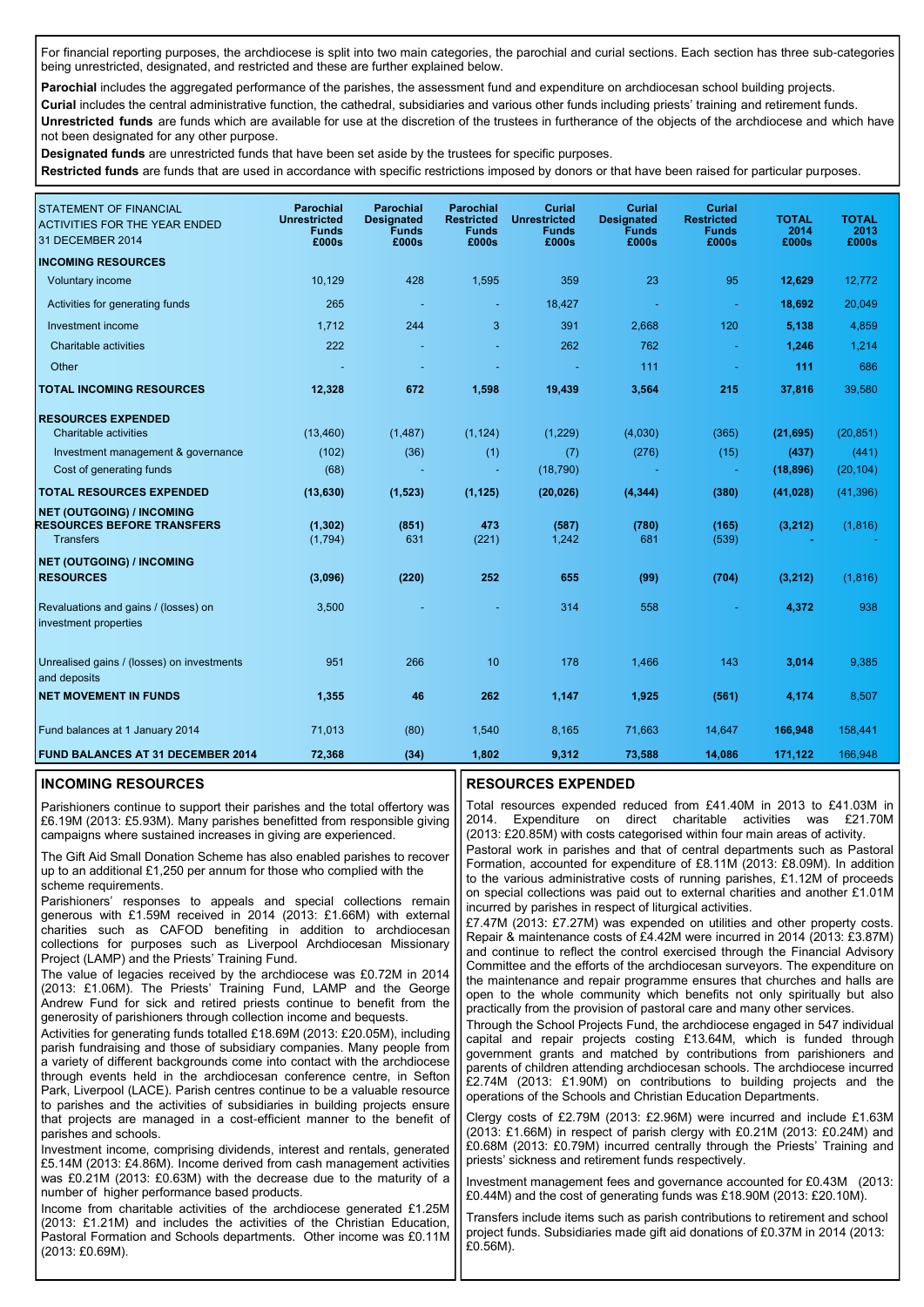For financial reporting purposes, the archdiocese is split into two main categories, the parochial and curial sections. Each section has three sub-categories being unrestricted, designated, and restricted and these are further explained below.

**Parochial** includes the aggregated performance of the parishes, the assessment fund and expenditure on archdiocesan school building projects.

**Curial** includes the central administrative function, the cathedral, subsidiaries and various other funds including priests' training and retirement funds.

**Unrestricted funds** are funds which are available for use at the discretion of the trustees in furtherance of the objects of the archdiocese and which have not been designated for any other purpose.

**Designated funds** are unrestricted funds that have been set aside by the trustees for specific purposes.

**Restricted funds** are funds that are used in accordance with specific restrictions imposed by donors or that have been raised for particular purposes.

| STATEMENT OF FINANCIAL ACTIVITIES FOR THE YEAR ENDED 31 DECEMBER 2014 | Parochial Unrestricted Funds £000s | Parochial Designated Funds £000s | Parochial Restricted Funds £000s | Curial Unrestricted Funds £000s | Curial Designated Funds £000s | Curial Restricted Funds £000s | TOTAL 2014 £000s | TOTAL 2013 £000s |
|---|---|---|---|---|---|---|---|---|
| **INCOMING RESOURCES** | | | | | | | | |
| Voluntary income | 10,129 | 428 | 1,595 | 359 | 23 | 95 | **12,629** | 12,772 |
| Activities for generating funds | 265 | - | - | 18,427 | - | - | **18,692** | 20,049 |
| Investment income | 1,712 | 244 | 3 | 391 | 2,668 | 120 | **5,138** | 4,859 |
| Charitable activities | 222 | - | - | 262 | 762 | - | **1,246** | 1,214 |
| Other | - | - | - | - | 111 | - | **111** | 686 |
| **TOTAL INCOMING RESOURCES** | **12,328** | **672** | **1,598** | **19,439** | **3,564** | **215** | **37,816** | 39,580 |
| **RESOURCES EXPENDED** | | | | | | | | |
| Charitable activities | (13,460) | (1,487) | (1,124) | (1,229) | (4,030) | (365) | **(21,695)** | (20,851) |
| Investment management & governance | (102) | (36) | (1) | (7) | (276) | (15) | **(437)** | (441) |
| Cost of generating funds | (68) | - | - | (18,790) | - | - | **(18,896)** | (20,104) |
| **TOTAL RESOURCES EXPENDED** | **(13,630)** | **(1,523)** | **(1,125)** | **(20,026)** | **(4,344)** | **(380)** | **(41,028)** | (41,396) |
| **NET (OUTGOING) / INCOMING RESOURCES BEFORE TRANSFERS** | **(1,302)** | **(851)** | **473** | **(587)** | **(780)** | **(165)** | **(3,212)** | (1,816) |
| Transfers | (1,794) | 631 | (221) | 1,242 | 681 | (539) | **-** | - |
| **NET (OUTGOING) / INCOMING RESOURCES** | **(3,096)** | **(220)** | **252** | **655** | **(99)** | **(704)** | **(3,212)** | (1,816) |
| Revaluations and gains / (losses) on investment properties | 3,500 | - | - | 314 | 558 | - | **4,372** | 938 |
| Unrealised gains / (losses) on investments and deposits | 951 | 266 | 10 | 178 | 1,466 | 143 | **3,014** | 9,385 |
| **NET MOVEMENT IN FUNDS** | **1,355** | **46** | **262** | **1,147** | **1,925** | **(561)** | **4,174** | 8,507 |
| Fund balances at 1 January 2014 | 71,013 | (80) | 1,540 | 8,165 | 71,663 | 14,647 | **166,948** | 158,441 |
| **FUND BALANCES AT 31 DECEMBER 2014** | **72,368** | **(34)** | **1,802** | **9,312** | **73,588** | **14,086** | **171,122** | 166,948 |

## INCOMING RESOURCES

Parishioners continue to support their parishes and the total offertory was £6.19M (2013: £5.93M). Many parishes benefitted from responsible giving campaigns where sustained increases in giving are experienced.

The Gift Aid Small Donation Scheme has also enabled parishes to recover up to an additional £1,250 per annum for those who complied with the scheme requirements.

Parishioners' responses to appeals and special collections remain generous with £1.59M received in 2014 (2013: £1.66M) with external charities such as CAFOD benefiting in addition to archdiocesan collections for purposes such as Liverpool Archdiocesan Missionary Project (LAMP) and the Priests' Training Fund.

The value of legacies received by the archdiocese was £0.72M in 2014 (2013: £1.06M). The Priests' Training Fund, LAMP and the George Andrew Fund for sick and retired priests continue to benefit from the generosity of parishioners through collection income and bequests.

Activities for generating funds totalled £18.69M (2013: £20.05M), including parish fundraising and those of subsidiary companies. Many people from a variety of different backgrounds come into contact with the archdiocese through events held in the archdiocesan conference centre, in Sefton Park, Liverpool (LACE). Parish centres continue to be a valuable resource to parishes and the activities of subsidiaries in building projects ensure that projects are managed in a cost-efficient manner to the benefit of parishes and schools.

Investment income, comprising dividends, interest and rentals, generated £5.14M (2013: £4.86M). Income derived from cash management activities was £0.21M (2013: £0.63M) with the decrease due to the maturity of a number of higher performance based products.

Income from charitable activities of the archdiocese generated £1.25M (2013: £1.21M) and includes the activities of the Christian Education, Pastoral Formation and Schools departments. Other income was £0.11M (2013: £0.69M).

## RESOURCES EXPENDED

Total resources expended reduced from £41.40M in 2013 to £41.03M in 2014. Expenditure on direct charitable activities was £21.70M (2013: £20.85M) with costs categorised within four main areas of activity.

Pastoral work in parishes and that of central departments such as Pastoral Formation, accounted for expenditure of £8.11M (2013: £8.09M). In addition to the various administrative costs of running parishes, £1.12M of proceeds on special collections was paid out to external charities and another £1.01M incurred by parishes in respect of liturgical activities.

£7.47M (2013: £7.27M) was expended on utilities and other property costs. Repair & maintenance costs of £4.42M were incurred in 2014 (2013: £3.87M) and continue to reflect the control exercised through the Financial Advisory Committee and the efforts of the archdiocesan surveyors. The expenditure on the maintenance and repair programme ensures that churches and halls are open to the whole community which benefits not only spiritually but also practically from the provision of pastoral care and many other services.

Through the School Projects Fund, the archdiocese engaged in 547 individual capital and repair projects costing £13.64M, which is funded through government grants and matched by contributions from parishioners and parents of children attending archdiocesan schools. The archdiocese incurred £2.74M (2013: £1.90M) on contributions to building projects and the operations of the Schools and Christian Education Departments.

Clergy costs of £2.79M (2013: £2.96M) were incurred and include £1.63M (2013: £1.66M) in respect of parish clergy with £0.21M (2013: £0.24M) and £0.68M (2013: £0.79M) incurred centrally through the Priests' Training and priests' sickness and retirement funds respectively.

Investment management fees and governance accounted for £0.43M (2013: £0.44M) and the cost of generating funds was £18.90M (2013: £20.10M).

Transfers include items such as parish contributions to retirement and school project funds. Subsidiaries made gift aid donations of £0.37M in 2014 (2013: £0.56M).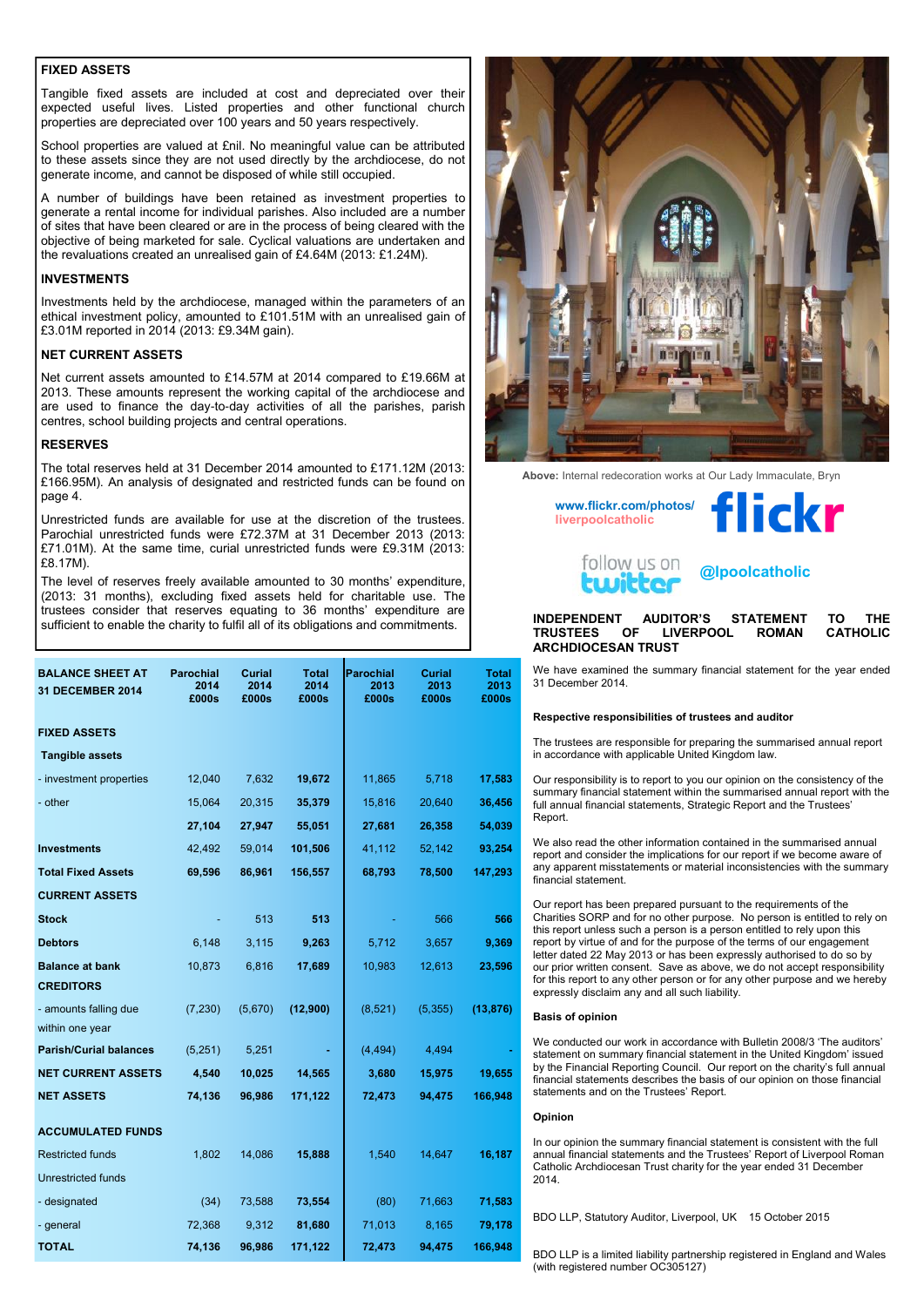## FIXED ASSETS

Tangible fixed assets are included at cost and depreciated over their expected useful lives. Listed properties and other functional church properties are depreciated over 100 years and 50 years respectively.

School properties are valued at £nil. No meaningful value can be attributed to these assets since they are not used directly by the archdiocese, do not generate income, and cannot be disposed of while still occupied.

A number of buildings have been retained as investment properties to generate a rental income for individual parishes. Also included are a number of sites that have been cleared or are in the process of being cleared with the objective of being marketed for sale. Cyclical valuations are undertaken and the revaluations created an unrealised gain of £4.64M (2013: £1.24M).

## INVESTMENTS

Investments held by the archdiocese, managed within the parameters of an ethical investment policy, amounted to £101.51M with an unrealised gain of £3.01M reported in 2014 (2013: £9.34M gain).

## NET CURRENT ASSETS

Net current assets amounted to £14.57M at 2014 compared to £19.66M at 2013. These amounts represent the working capital of the archdiocese and are used to finance the day-to-day activities of all the parishes, parish centres, school building projects and central operations.

## RESERVES

The total reserves held at 31 December 2014 amounted to £171.12M (2013: £166.95M). An analysis of designated and restricted funds can be found on page 4.

Unrestricted funds are available for use at the discretion of the trustees. Parochial unrestricted funds were £72.37M at 31 December 2013 (2013: £71.01M). At the same time, curial unrestricted funds were £9.31M (2013: £8.17M).

The level of reserves freely available amounted to 30 months' expenditure, (2013: 31 months), excluding fixed assets held for charitable use. The trustees consider that reserves equating to 36 months' expenditure are sufficient to enable the charity to fulfil all of its obligations and commitments.

| BALANCE SHEET AT 31 DECEMBER 2014 | Parochial 2014 £000s | Curial 2014 £000s | Total 2014 £000s | Parochial 2013 £000s | Curial 2013 £000s | Total 2013 £000s |
|---|---|---|---|---|---|---|
| **FIXED ASSETS** | | | | | | |
| **Tangible assets** | | | | | | |
| - investment properties | 12,040 | 7,632 | **19,672** | 11,865 | 5,718 | **17,583** |
| - other | 15,064 | 20,315 | **35,379** | 15,816 | 20,640 | **36,456** |
| | **27,104** | **27,947** | **55,051** | **27,681** | **26,358** | **54,039** |
| **Investments** | 42,492 | 59,014 | **101,506** | 41,112 | 52,142 | **93,254** |
| **Total Fixed Assets** | **69,596** | **86,961** | **156,557** | **68,793** | **78,500** | **147,293** |
| **CURRENT ASSETS** | | | | | | |
| **Stock** | - | 513 | **513** | - | 566 | **566** |
| **Debtors** | 6,148 | 3,115 | **9,263** | 5,712 | 3,657 | **9,369** |
| **Balance at bank** | 10,873 | 6,816 | **17,689** | 10,983 | 12,613 | **23,596** |
| **CREDITORS** | | | | | | |
| - amounts falling due within one year | (7,230) | (5,670) | **(12,900)** | (8,521) | (5,355) | **(13,876)** |
| **Parish/Curial balances** | (5,251) | 5,251 | **-** | (4,494) | 4,494 | **-** |
| **NET CURRENT ASSETS** | **4,540** | **10,025** | **14,565** | **3,680** | **15,975** | **19,655** |
| **NET ASSETS** | **74,136** | **96,986** | **171,122** | **72,473** | **94,475** | **166,948** |
| **ACCUMULATED FUNDS** | | | | | | |
| Restricted funds | 1,802 | 14,086 | **15,888** | 1,540 | 14,647 | **16,187** |
| Unrestricted funds | | | | | | |
| - designated | (34) | 73,588 | **73,554** | (80) | 71,663 | **71,583** |
| - general | 72,368 | 9,312 | **81,680** | 71,013 | 8,165 | **79,178** |
| **TOTAL** | **74,136** | **96,986** | **171,122** | **72,473** | **94,475** | **166,948** |

**Above:** Internal redecoration works at Our Lady Immaculate, Bryn

www.flickr.com/photos/liverpoolcatholic

follow us on twitter @lpoolcatholic

## INDEPENDENT AUDITOR'S STATEMENT TO THE TRUSTEES OF LIVERPOOL ROMAN CATHOLIC ARCHDIOCESAN TRUST

We have examined the summary financial statement for the year ended 31 December 2014.

**Respective responsibilities of trustees and auditor**

The trustees are responsible for preparing the summarised annual report in accordance with applicable United Kingdom law.

Our responsibility is to report to you our opinion on the consistency of the summary financial statement within the summarised annual report with the full annual financial statements, Strategic Report and the Trustees' Report.

We also read the other information contained in the summarised annual report and consider the implications for our report if we become aware of any apparent misstatements or material inconsistencies with the summary financial statement.

Our report has been prepared pursuant to the requirements of the Charities SORP and for no other purpose. No person is entitled to rely on this report unless such a person is a person entitled to rely upon this report by virtue of and for the purpose of the terms of our engagement letter dated 22 May 2013 or has been expressly authorised to do so by our prior written consent. Save as above, we do not accept responsibility for this report to any other person or for any other purpose and we hereby expressly disclaim any and all such liability.

**Basis of opinion**

We conducted our work in accordance with Bulletin 2008/3 'The auditors' statement on summary financial statement in the United Kingdom' issued by the Financial Reporting Council. Our report on the charity's full annual financial statements describes the basis of our opinion on those financial statements and on the Trustees' Report.

**Opinion**

In our opinion the summary financial statement is consistent with the full annual financial statements and the Trustees' Report of Liverpool Roman Catholic Archdiocesan Trust charity for the year ended 31 December 2014.

BDO LLP, Statutory Auditor, Liverpool, UK 15 October 2015

BDO LLP is a limited liability partnership registered in England and Wales (with registered number OC305127)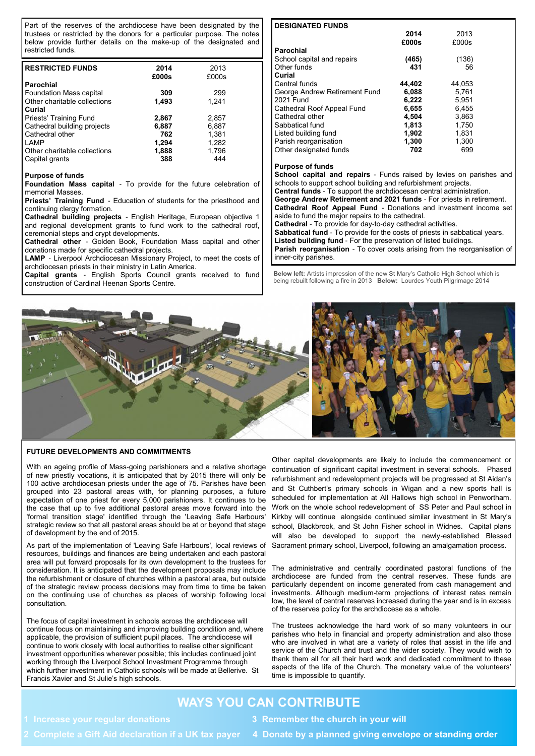Part of the reserves of the archdiocese have been designated by the trustees or restricted by the donors for a particular purpose. The notes below provide further details on the make-up of the designated and restricted funds.

| RESTRICTED FUNDS | 2014 £000s | 2013 £000s |
|---|---|---|
| **Parochial** | | |
| Foundation Mass capital | **309** | 299 |
| Other charitable collections | **1,493** | 1,241 |
| **Curial** | | |
| Priests' Training Fund | **2,867** | 2,857 |
| Cathedral building projects | **6,887** | 6,887 |
| Cathedral other | **762** | 1,381 |
| LAMP | **1,294** | 1,282 |
| Other charitable collections | **1,888** | 1,796 |
| Capital grants | **388** | 444 |

**Purpose of funds**

**Foundation Mass capital** - To provide for the future celebration of memorial Masses.

**Priests' Training Fund** - Education of students for the priesthood and continuing clergy formation.

**Cathedral building projects** - English Heritage, European objective 1 and regional development grants to fund work to the cathedral roof, ceremonial steps and crypt developments.

**Cathedral other** - Golden Book, Foundation Mass capital and other donations made for specific cathedral projects.

**LAMP** - Liverpool Archdiocesan Missionary Project, to meet the costs of archdiocesan priests in their ministry in Latin America.

**Capital grants** - English Sports Council grants received to fund construction of Cardinal Heenan Sports Centre.

| DESIGNATED FUNDS | 2014 £000s | 2013 £000s |
|---|---|---|
| **Parochial** | | |
| School capital and repairs | **(465)** | (136) |
| Other funds | **431** | 56 |
| **Curial** | | |
| Central funds | **44,402** | 44,053 |
| George Andrew Retirement Fund | **6,088** | 5,761 |
| 2021 Fund | **6,222** | 5,951 |
| Cathedral Roof Appeal Fund | **6,655** | 6,455 |
| Cathedral other | **4,504** | 3,863 |
| Sabbatical fund | **1,813** | 1,750 |
| Listed building fund | **1,902** | 1,831 |
| Parish reorganisation | **1,300** | 1,300 |
| Other designated funds | **702** | 699 |

**Purpose of funds**

**School capital and repairs** - Funds raised by levies on parishes and schools to support school building and refurbishment projects.

**Central funds** - To support the archdiocesan central administration.

**George Andrew Retirement and 2021 funds** - For priests in retirement.

**Cathedral Roof Appeal Fund** - Donations and investment income set aside to fund the major repairs to the cathedral.

**Cathedral** - To provide for day-to-day cathedral activities.

**Sabbatical fund** - To provide for the costs of priests in sabbatical years.

**Listed building fund** - For the preservation of listed buildings.

**Parish reorganisation** - To cover costs arising from the reorganisation of inner-city parishes.

**Below left:** Artists impression of the new St Mary's Catholic High School which is being rebuilt following a fire in 2013 **Below:** Lourdes Youth Pilgrimage 2014

## FUTURE DEVELOPMENTS AND COMMITMENTS

With an ageing profile of Mass-going parishioners and a relative shortage of new priestly vocations, it is anticipated that by 2015 there will only be 100 active archdiocesan priests under the age of 75. Parishes have been grouped into 23 pastoral areas with, for planning purposes, a future expectation of one priest for every 5,000 parishioners. It continues to be the case that up to five additional pastoral areas move forward into the 'formal transition stage' identified through the 'Leaving Safe Harbours' strategic review so that all pastoral areas should be at or beyond that stage of development by the end of 2015.

As part of the implementation of 'Leaving Safe Harbours', local reviews of resources, buildings and finances are being undertaken and each pastoral area will put forward proposals for its own development to the trustees for consideration. It is anticipated that the development proposals may include the refurbishment or closure of churches within a pastoral area, but outside of the strategic review process decisions may from time to time be taken on the continuing use of churches as places of worship following local consultation.

The focus of capital investment in schools across the archdiocese will continue focus on maintaining and improving building condition and, where applicable, the provision of sufficient pupil places. The archdiocese will continue to work closely with local authorities to realise other significant investment opportunities wherever possible; this includes continued joint working through the Liverpool School Investment Programme through which further investment in Catholic schools will be made at Bellerive. St Francis Xavier and St Julie's high schools.

Other capital developments are likely to include the commencement or continuation of significant capital investment in several schools. Phased refurbishment and redevelopment projects will be progressed at St Aidan's and St Cuthbert's primary schools in Wigan and a new sports hall is scheduled for implementation at All Hallows high school in Penwortham. Work on the whole school redevelopment of SS Peter and Paul school in Kirkby will continue alongside continued similar investment in St Mary's school, Blackbrook, and St John Fisher school in Widnes. Capital plans will also be developed to support the newly-established Blessed Sacrament primary school, Liverpool, following an amalgamation process.

The administrative and centrally coordinated pastoral functions of the archdiocese are funded from the central reserves. These funds are particularly dependent on income generated from cash management and investments. Although medium-term projections of interest rates remain low, the level of central reserves increased during the year and is in excess of the reserves policy for the archdiocese as a whole.

The trustees acknowledge the hard work of so many volunteers in our parishes who help in financial and property administration and also those who are involved in what are a variety of roles that assist in the life and service of the Church and trust and the wider society. They would wish to thank them all for all their hard work and dedicated commitment to these aspects of the life of the Church. The monetary value of the volunteers' time is impossible to quantify.

## WAYS YOU CAN CONTRIBUTE

1 Increase your regular donations

2 Complete a Gift Aid declaration if a UK tax payer

3 Remember the church in your will

4 Donate by a planned giving envelope or standing order